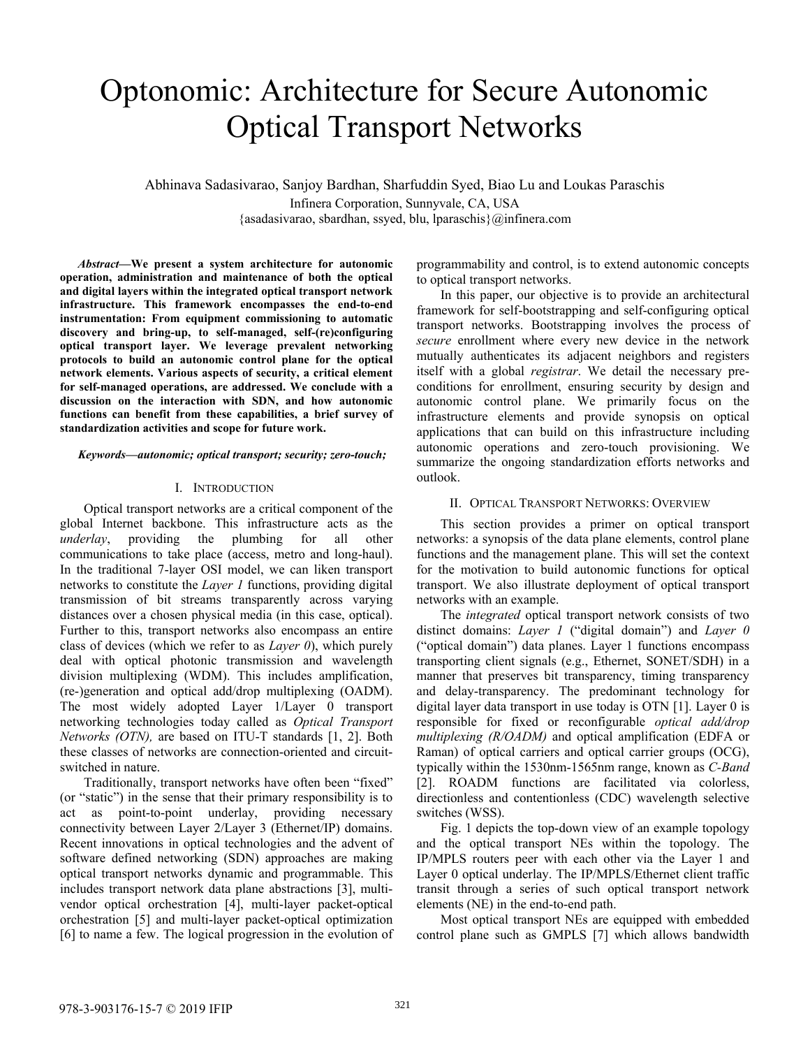# Optonomic: Architecture for Secure Autonomic Optical Transport Networks

Abhinava Sadasivarao, Sanjoy Bardhan, Sharfuddin Syed, Biao Lu and Loukas Paraschis

Infinera Corporation, Sunnyvale, CA, USA

{asadasivarao, sbardhan, ssyed, blu, lparaschis}@infinera.com

***Abstract*—We present a system architecture for autonomic operation, administration and maintenance of both the optical and digital layers within the integrated optical transport network infrastructure. This framework encompasses the end-to-end instrumentation: From equipment commissioning to automatic discovery and bring-up, to self-managed, self-(re)configuring optical transport layer. We leverage prevalent networking protocols to build an autonomic control plane for the optical network elements. Various aspects of security, a critical element for self-managed operations, are addressed. We conclude with a discussion on the interaction with SDN, and how autonomic functions can benefit from these capabilities, a brief survey of standardization activities and scope for future work.**

***Keywords—autonomic; optical transport; security; zero-touch;***

## I. Introduction

Optical transport networks are a critical component of the global Internet backbone. This infrastructure acts as the *underlay*, providing the plumbing for all other communications to take place (access, metro and long-haul). In the traditional 7-layer OSI model, we can liken transport networks to constitute the *Layer 1* functions, providing digital transmission of bit streams transparently across varying distances over a chosen physical media (in this case, optical). Further to this, transport networks also encompass an entire class of devices (which we refer to as *Layer 0*), which purely deal with optical photonic transmission and wavelength division multiplexing (WDM). This includes amplification, (re-)generation and optical add/drop multiplexing (OADM). The most widely adopted Layer 1/Layer 0 transport networking technologies today called as *Optical Transport Networks (OTN),* are based on ITU-T standards [1, 2]. Both these classes of networks are connection-oriented and circuit-switched in nature.

Traditionally, transport networks have often been "fixed" (or "static") in the sense that their primary responsibility is to act as point-to-point underlay, providing necessary connectivity between Layer 2/Layer 3 (Ethernet/IP) domains. Recent innovations in optical technologies and the advent of software defined networking (SDN) approaches are making optical transport networks dynamic and programmable. This includes transport network data plane abstractions [3], multi-vendor optical orchestration [4], multi-layer packet-optical orchestration [5] and multi-layer packet-optical optimization [6] to name a few. The logical progression in the evolution of programmability and control, is to extend autonomic concepts to optical transport networks.

In this paper, our objective is to provide an architectural framework for self-bootstrapping and self-configuring optical transport networks. Bootstrapping involves the process of *secure* enrollment where every new device in the network mutually authenticates its adjacent neighbors and registers itself with a global *registrar*. We detail the necessary pre-conditions for enrollment, ensuring security by design and autonomic control plane. We primarily focus on the infrastructure elements and provide synopsis on optical applications that can build on this infrastructure including autonomic operations and zero-touch provisioning. We summarize the ongoing standardization efforts networks and outlook.

## II. Optical Transport Networks: Overview

This section provides a primer on optical transport networks: a synopsis of the data plane elements, control plane functions and the management plane. This will set the context for the motivation to build autonomic functions for optical transport. We also illustrate deployment of optical transport networks with an example.

The *integrated* optical transport network consists of two distinct domains: *Layer 1* ("digital domain") and *Layer 0* ("optical domain") data planes. Layer 1 functions encompass transporting client signals (e.g., Ethernet, SONET/SDH) in a manner that preserves bit transparency, timing transparency and delay-transparency. The predominant technology for digital layer data transport in use today is OTN [1]. Layer 0 is responsible for fixed or reconfigurable *optical add/drop multiplexing (R/OADM)* and optical amplification (EDFA or Raman) of optical carriers and optical carrier groups (OCG), typically within the 1530nm-1565nm range, known as *C-Band* [2]. ROADM functions are facilitated via colorless, directionless and contentionless (CDC) wavelength selective switches (WSS).

Fig. 1 depicts the top-down view of an example topology and the optical transport NEs within the topology. The IP/MPLS routers peer with each other via the Layer 1 and Layer 0 optical underlay. The IP/MPLS/Ethernet client traffic transit through a series of such optical transport network elements (NE) in the end-to-end path.

Most optical transport NEs are equipped with embedded control plane such as GMPLS [7] which allows bandwidth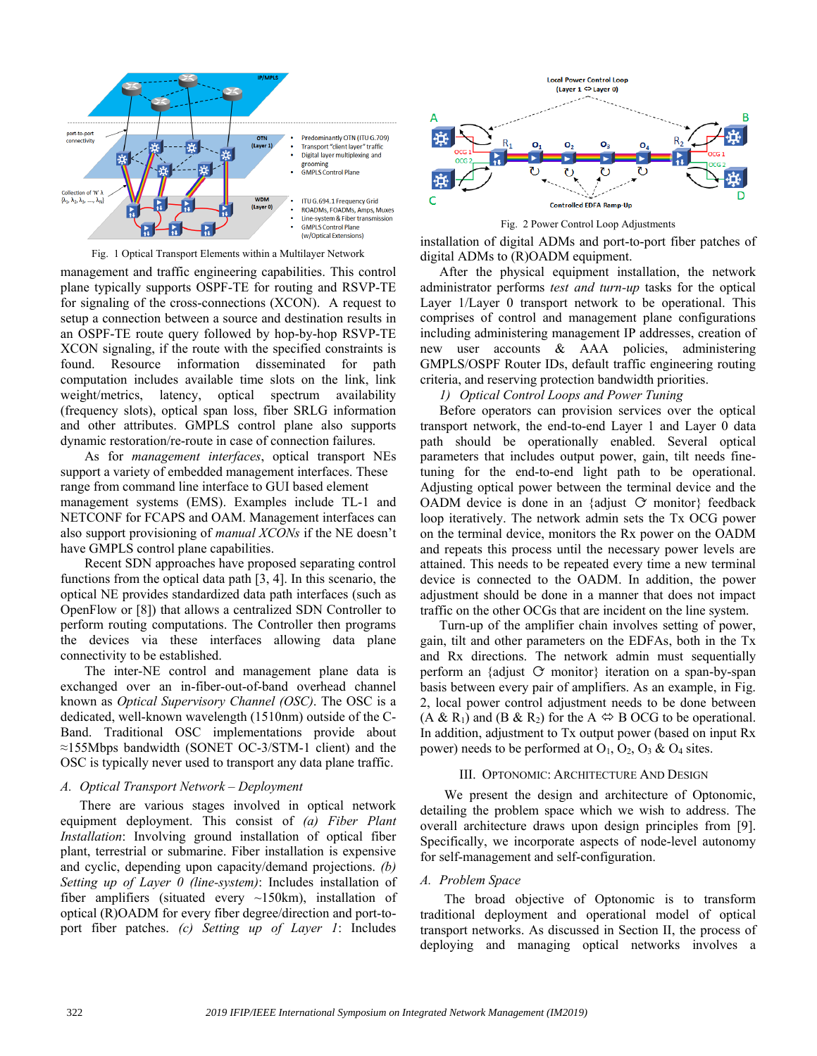Fig. 1 Optical Transport Elements within a Multilayer Network

management and traffic engineering capabilities. This control plane typically supports OSPF-TE for routing and RSVP-TE for signaling of the cross-connections (XCON). A request to setup a connection between a source and destination results in an OSPF-TE route query followed by hop-by-hop RSVP-TE XCON signaling, if the route with the specified constraints is found. Resource information disseminated for path computation includes available time slots on the link, link weight/metrics, latency, optical spectrum availability (frequency slots), optical span loss, fiber SRLG information and other attributes. GMPLS control plane also supports dynamic restoration/re-route in case of connection failures.

As for *management interfaces*, optical transport NEs support a variety of embedded management interfaces. These range from command line interface to GUI based element management systems (EMS). Examples include TL-1 and NETCONF for FCAPS and OAM. Management interfaces can also support provisioning of *manual XCONs* if the NE doesn't have GMPLS control plane capabilities.

Recent SDN approaches have proposed separating control functions from the optical data path [3, 4]. In this scenario, the optical NE provides standardized data path interfaces (such as OpenFlow or [8]) that allows a centralized SDN Controller to perform routing computations. The Controller then programs the devices via these interfaces allowing data plane connectivity to be established.

The inter-NE control and management plane data is exchanged over an in-fiber-out-of-band overhead channel known as *Optical Supervisory Channel (OSC)*. The OSC is a dedicated, well-known wavelength (1510nm) outside of the C-Band. Traditional OSC implementations provide about ≈155Mbps bandwidth (SONET OC-3/STM-1 client) and the OSC is typically never used to transport any data plane traffic.

### A. *Optical Transport Network – Deployment*

There are various stages involved in optical network equipment deployment. This consist of *(a) Fiber Plant Installation*: Involving ground installation of optical fiber plant, terrestrial or submarine. Fiber installation is expensive and cyclic, depending upon capacity/demand projections. *(b) Setting up of Layer 0 (line-system)*: Includes installation of fiber amplifiers (situated every ~150km), installation of optical (R)OADM for every fiber degree/direction and port-to-port fiber patches. *(c) Setting up of Layer 1*: Includes installation of digital ADMs and port-to-port fiber patches of digital ADMs to (R)OADM equipment.

Fig. 2 Power Control Loop Adjustments

After the physical equipment installation, the network administrator performs *test and turn-up* tasks for the optical Layer 1/Layer 0 transport network to be operational. This comprises of control and management plane configurations including administering management IP addresses, creation of new user accounts & AAA policies, administering GMPLS/OSPF Router IDs, default traffic engineering routing criteria, and reserving protection bandwidth priorities.

*1) Optical Control Loops and Power Tuning*

Before operators can provision services over the optical transport network, the end-to-end Layer 1 and Layer 0 data path should be operationally enabled. Several optical parameters that includes output power, gain, tilt needs fine-tuning for the end-to-end light path to be operational. Adjusting optical power between the terminal device and the OADM device is done in an {adjust ⟳ monitor} feedback loop iteratively. The network admin sets the Tx OCG power on the terminal device, monitors the Rx power on the OADM and repeats this process until the necessary power levels are attained. This needs to be repeated every time a new terminal device is connected to the OADM. In addition, the power adjustment should be done in a manner that does not impact traffic on the other OCGs that are incident on the line system.

Turn-up of the amplifier chain involves setting of power, gain, tilt and other parameters on the EDFAs, both in the Tx and Rx directions. The network admin must sequentially perform an {adjust ⟳ monitor} iteration on a span-by-span basis between every pair of amplifiers. As an example, in Fig. 2, local power control adjustment needs to be done between (A & $R_1$) and (B & $R_2$) for the A ⇔ B OCG to be operational. In addition, adjustment to Tx output power (based on input Rx power) needs to be performed at $O_1$, $O_2$, $O_3$ & $O_4$ sites.

## III. Optonomic: Architecture and Design

We present the design and architecture of Optonomic, detailing the problem space which we wish to address. The overall architecture draws upon design principles from [9]. Specifically, we incorporate aspects of node-level autonomy for self-management and self-configuration.

### A. *Problem Space*

The broad objective of Optonomic is to transform traditional deployment and operational model of optical transport networks. As discussed in Section II, the process of deploying and managing optical networks involves a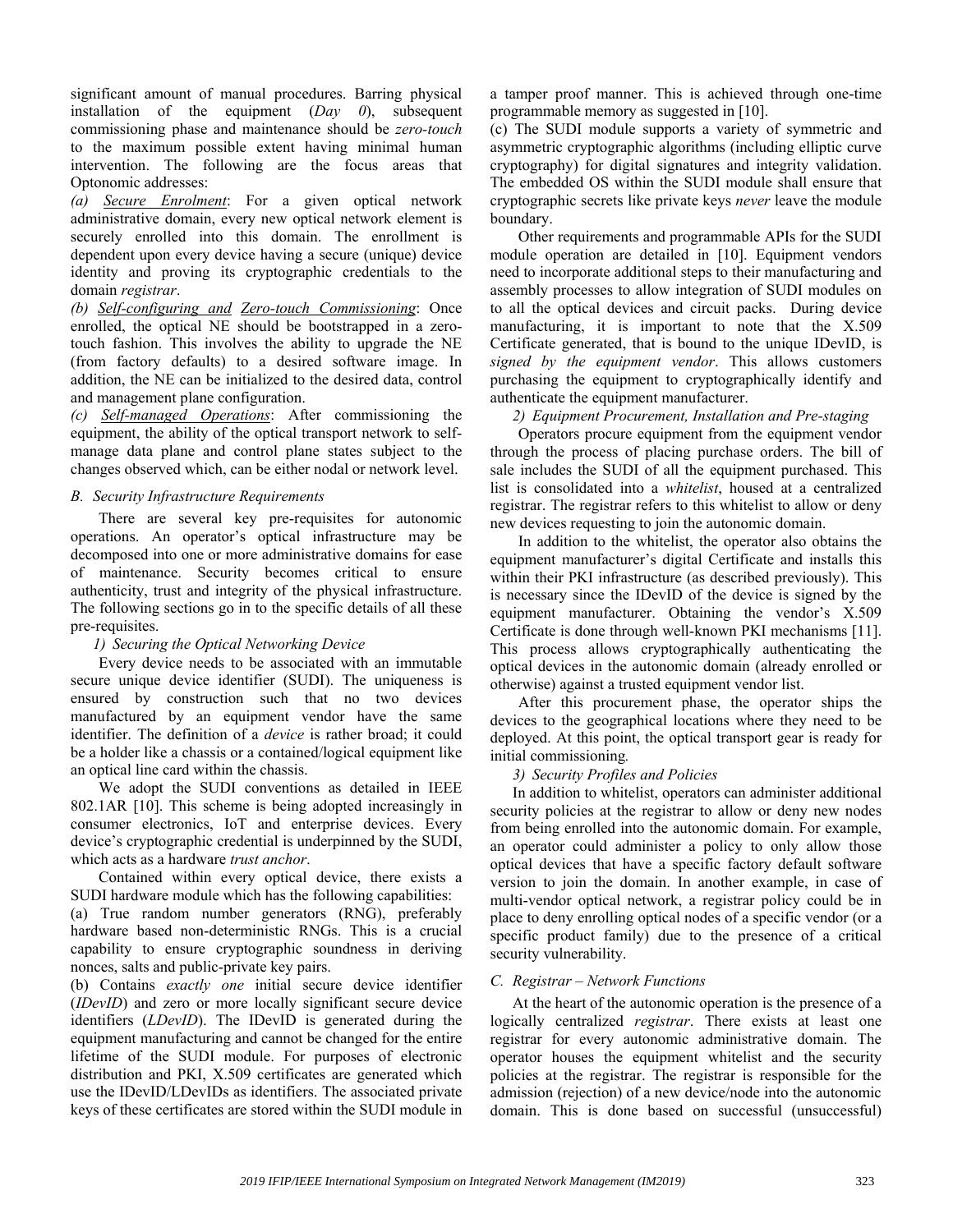significant amount of manual procedures. Barring physical installation of the equipment (*Day 0*), subsequent commissioning phase and maintenance should be *zero-touch* to the maximum possible extent having minimal human intervention. The following are the focus areas that Optonomic addresses:

*(a)* *Secure Enrolment*: For a given optical network administrative domain, every new optical network element is securely enrolled into this domain. The enrollment is dependent upon every device having a secure (unique) device identity and proving its cryptographic credentials to the domain *registrar*.

*(b)* *Self-configuring and Zero-touch Commissioning*: Once enrolled, the optical NE should be bootstrapped in a zero-touch fashion. This involves the ability to upgrade the NE (from factory defaults) to a desired software image. In addition, the NE can be initialized to the desired data, control and management plane configuration.

*(c)* *Self-managed Operations*: After commissioning the equipment, the ability of the optical transport network to self-manage data plane and control plane states subject to the changes observed which, can be either nodal or network level.

### *B. Security Infrastructure Requirements*

There are several key pre-requisites for autonomic operations. An operator's optical infrastructure may be decomposed into one or more administrative domains for ease of maintenance. Security becomes critical to ensure authenticity, trust and integrity of the physical infrastructure. The following sections go in to the specific details of all these pre-requisites.

#### *1) Securing the Optical Networking Device*

Every device needs to be associated with an immutable secure unique device identifier (SUDI). The uniqueness is ensured by construction such that no two devices manufactured by an equipment vendor have the same identifier. The definition of a *device* is rather broad; it could be a holder like a chassis or a contained/logical equipment like an optical line card within the chassis.

We adopt the SUDI conventions as detailed in IEEE 802.1AR [10]. This scheme is being adopted increasingly in consumer electronics, IoT and enterprise devices. Every device's cryptographic credential is underpinned by the SUDI, which acts as a hardware *trust anchor*.

Contained within every optical device, there exists a SUDI hardware module which has the following capabilities:

(a) True random number generators (RNG), preferably hardware based non-deterministic RNGs. This is a crucial capability to ensure cryptographic soundness in deriving nonces, salts and public-private key pairs.

(b) Contains *exactly one* initial secure device identifier (*IDevID*) and zero or more locally significant secure device identifiers (*LDevID*). The IDevID is generated during the equipment manufacturing and cannot be changed for the entire lifetime of the SUDI module. For purposes of electronic distribution and PKI, X.509 certificates are generated which use the IDevID/LDevIDs as identifiers. The associated private keys of these certificates are stored within the SUDI module in a tamper proof manner. This is achieved through one-time programmable memory as suggested in [10].

(c) The SUDI module supports a variety of symmetric and asymmetric cryptographic algorithms (including elliptic curve cryptography) for digital signatures and integrity validation. The embedded OS within the SUDI module shall ensure that cryptographic secrets like private keys *never* leave the module boundary.

Other requirements and programmable APIs for the SUDI module operation are detailed in [10]. Equipment vendors need to incorporate additional steps to their manufacturing and assembly processes to allow integration of SUDI modules on to all the optical devices and circuit packs. During device manufacturing, it is important to note that the X.509 Certificate generated, that is bound to the unique IDevID, is *signed by the equipment vendor*. This allows customers purchasing the equipment to cryptographically identify and authenticate the equipment manufacturer.

#### *2) Equipment Procurement, Installation and Pre-staging*

Operators procure equipment from the equipment vendor through the process of placing purchase orders. The bill of sale includes the SUDI of all the equipment purchased. This list is consolidated into a *whitelist*, housed at a centralized registrar. The registrar refers to this whitelist to allow or deny new devices requesting to join the autonomic domain.

In addition to the whitelist, the operator also obtains the equipment manufacturer's digital Certificate and installs this within their PKI infrastructure (as described previously). This is necessary since the IDevID of the device is signed by the equipment manufacturer. Obtaining the vendor's X.509 Certificate is done through well-known PKI mechanisms [11]. This process allows cryptographically authenticating the optical devices in the autonomic domain (already enrolled or otherwise) against a trusted equipment vendor list.

After this procurement phase, the operator ships the devices to the geographical locations where they need to be deployed. At this point, the optical transport gear is ready for initial commissioning.

#### *3) Security Profiles and Policies*

In addition to whitelist, operators can administer additional security policies at the registrar to allow or deny new nodes from being enrolled into the autonomic domain. For example, an operator could administer a policy to only allow those optical devices that have a specific factory default software version to join the domain. In another example, in case of multi-vendor optical network, a registrar policy could be in place to deny enrolling optical nodes of a specific vendor (or a specific product family) due to the presence of a critical security vulnerability.

### *C. Registrar – Network Functions*

At the heart of the autonomic operation is the presence of a logically centralized *registrar*. There exists at least one registrar for every autonomic administrative domain. The operator houses the equipment whitelist and the security policies at the registrar. The registrar is responsible for the admission (rejection) of a new device/node into the autonomic domain. This is done based on successful (unsuccessful)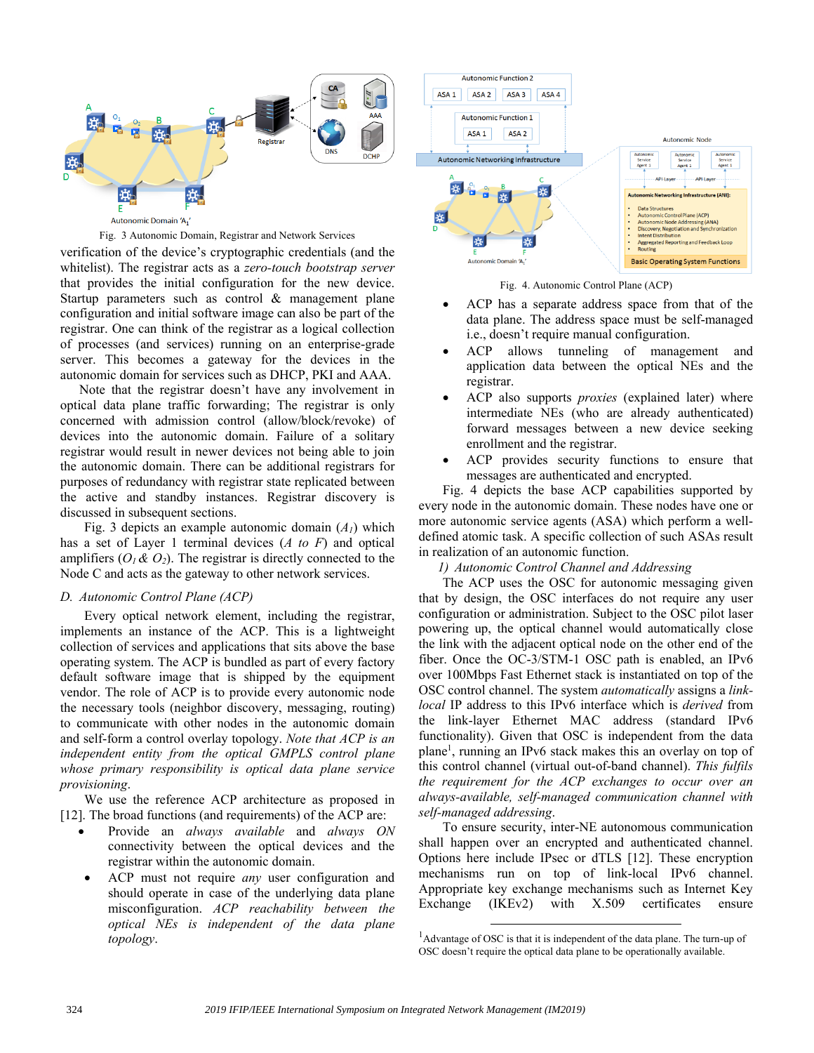Fig. 3 Autonomic Domain, Registrar and Network Services

verification of the device's cryptographic credentials (and the whitelist). The registrar acts as a *zero-touch bootstrap server* that provides the initial configuration for the new device. Startup parameters such as control & management plane configuration and initial software image can also be part of the registrar. One can think of the registrar as a logical collection of processes (and services) running on an enterprise-grade server. This becomes a gateway for the devices in the autonomic domain for services such as DHCP, PKI and AAA.

Note that the registrar doesn't have any involvement in optical data plane traffic forwarding; The registrar is only concerned with admission control (allow/block/revoke) of devices into the autonomic domain. Failure of a solitary registrar would result in newer devices not being able to join the autonomic domain. There can be additional registrars for purposes of redundancy with registrar state replicated between the active and standby instances. Registrar discovery is discussed in subsequent sections.

Fig. 3 depicts an example autonomic domain ($A_1$) which has a set of Layer 1 terminal devices (*A to F*) and optical amplifiers ($O_1$ & $O_2$). The registrar is directly connected to the Node C and acts as the gateway to other network services.

### D. Autonomic Control Plane (ACP)

Every optical network element, including the registrar, implements an instance of the ACP. This is a lightweight collection of services and applications that sits above the base operating system. The ACP is bundled as part of every factory default software image that is shipped by the equipment vendor. The role of ACP is to provide every autonomic node the necessary tools (neighbor discovery, messaging, routing) to communicate with other nodes in the autonomic domain and self-form a control overlay topology. *Note that ACP is an independent entity from the optical GMPLS control plane whose primary responsibility is optical data plane service provisioning*.

We use the reference ACP architecture as proposed in [12]. The broad functions (and requirements) of the ACP are:

- Provide an *always available* and *always ON* connectivity between the optical devices and the registrar within the autonomic domain.
- ACP must not require *any* user configuration and should operate in case of the underlying data plane misconfiguration. *ACP reachability between the optical NEs is independent of the data plane topology*.

Fig. 4. Autonomic Control Plane (ACP)

- ACP has a separate address space from that of the data plane. The address space must be self-managed i.e., doesn't require manual configuration.
- ACP allows tunneling of management and application data between the optical NEs and the registrar.
- ACP also supports *proxies* (explained later) where intermediate NEs (who are already authenticated) forward messages between a new device seeking enrollment and the registrar.
- ACP provides security functions to ensure that messages are authenticated and encrypted.

Fig. 4 depicts the base ACP capabilities supported by every node in the autonomic domain. These nodes have one or more autonomic service agents (ASA) which perform a well-defined atomic task. A specific collection of such ASAs result in realization of an autonomic function.

#### *1) Autonomic Control Channel and Addressing*

The ACP uses the OSC for autonomic messaging given that by design, the OSC interfaces do not require any user configuration or administration. Subject to the OSC pilot laser powering up, the optical channel would automatically close the link with the adjacent optical node on the other end of the fiber. Once the OC-3/STM-1 OSC path is enabled, an IPv6 over 100Mbps Fast Ethernet stack is instantiated on top of the OSC control channel. The system *automatically* assigns a *link-local* IP address to this IPv6 interface which is *derived* from the link-layer Ethernet MAC address (standard IPv6 functionality). Given that OSC is independent from the data plane[1], running an IPv6 stack makes this an overlay on top of this control channel (virtual out-of-band channel). *This fulfils the requirement for the ACP exchanges to occur over an always-available, self-managed communication channel with self-managed addressing*.

To ensure security, inter-NE autonomous communication shall happen over an encrypted and authenticated channel. Options here include IPsec or dTLS [12]. These encryption mechanisms run on top of link-local IPv6 channel. Appropriate key exchange mechanisms such as Internet Key Exchange (IKEv2) with X.509 certificates ensure

[1] Advantage of OSC is that it is independent of the data plane. The turn-up of OSC doesn't require the optical data plane to be operationally available.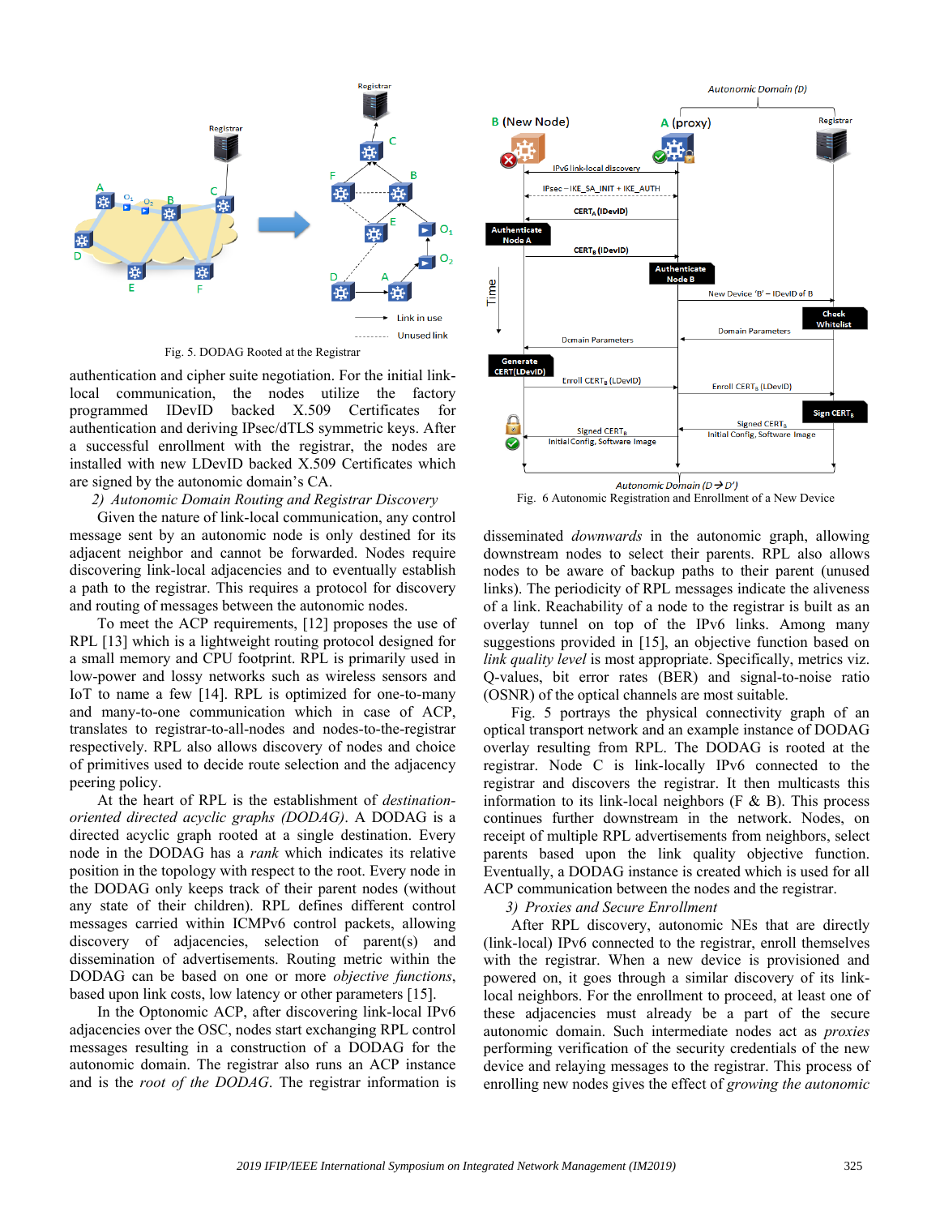Fig. 5. DODAG Rooted at the Registrar

authentication and cipher suite negotiation. For the initial link-local communication, the nodes utilize the factory programmed IDevID backed X.509 Certificates for authentication and deriving IPsec/dTLS symmetric keys. After a successful enrollment with the registrar, the nodes are installed with new LDevID backed X.509 Certificates which are signed by the autonomic domain's CA.

*2) Autonomic Domain Routing and Registrar Discovery*

Given the nature of link-local communication, any control message sent by an autonomic node is only destined for its adjacent neighbor and cannot be forwarded. Nodes require discovering link-local adjacencies and to eventually establish a path to the registrar. This requires a protocol for discovery and routing of messages between the autonomic nodes.

To meet the ACP requirements, [12] proposes the use of RPL [13] which is a lightweight routing protocol designed for a small memory and CPU footprint. RPL is primarily used in low-power and lossy networks such as wireless sensors and IoT to name a few [14]. RPL is optimized for one-to-many and many-to-one communication which in case of ACP, translates to registrar-to-all-nodes and nodes-to-the-registrar respectively. RPL also allows discovery of nodes and choice of primitives used to decide route selection and the adjacency peering policy.

At the heart of RPL is the establishment of *destination-oriented directed acyclic graphs (DODAG)*. A DODAG is a directed acyclic graph rooted at a single destination. Every node in the DODAG has a *rank* which indicates its relative position in the topology with respect to the root. Every node in the DODAG only keeps track of their parent nodes (without any state of their children). RPL defines different control messages carried within ICMPv6 control packets, allowing discovery of adjacencies, selection of parent(s) and dissemination of advertisements. Routing metric within the DODAG can be based on one or more *objective functions*, based upon link costs, low latency or other parameters [15].

In the Optonomic ACP, after discovering link-local IPv6 adjacencies over the OSC, nodes start exchanging RPL control messages resulting in a construction of a DODAG for the autonomic domain. The registrar also runs an ACP instance and is the *root of the DODAG*. The registrar information is disseminated *downwards* in the autonomic graph, allowing downstream nodes to select their parents. RPL also allows nodes to be aware of backup paths to their parent (unused links). The periodicity of RPL messages indicate the aliveness of a link. Reachability of a node to the registrar is built as an overlay tunnel on top of the IPv6 links. Among many suggestions provided in [15], an objective function based on *link quality level* is most appropriate. Specifically, metrics viz. Q-values, bit error rates (BER) and signal-to-noise ratio (OSNR) of the optical channels are most suitable.

Fig. 5 portrays the physical connectivity graph of an optical transport network and an example instance of DODAG overlay resulting from RPL. The DODAG is rooted at the registrar. Node C is link-locally IPv6 connected to the registrar and discovers the registrar. It then multicasts this information to its link-local neighbors (F & B). This process continues further downstream in the network. Nodes, on receipt of multiple RPL advertisements from neighbors, select parents based upon the link quality objective function. Eventually, a DODAG instance is created which is used for all ACP communication between the nodes and the registrar.

Fig. 6 Autonomic Registration and Enrollment of a New Device

*3) Proxies and Secure Enrollment*

After RPL discovery, autonomic NEs that are directly (link-local) IPv6 connected to the registrar, enroll themselves with the registrar. When a new device is provisioned and powered on, it goes through a similar discovery of its link-local neighbors. For the enrollment to proceed, at least one of these adjacencies must already be a part of the secure autonomic domain. Such intermediate nodes act as *proxies* performing verification of the security credentials of the new device and relaying messages to the registrar. This process of enrolling new nodes gives the effect of *growing the autonomic*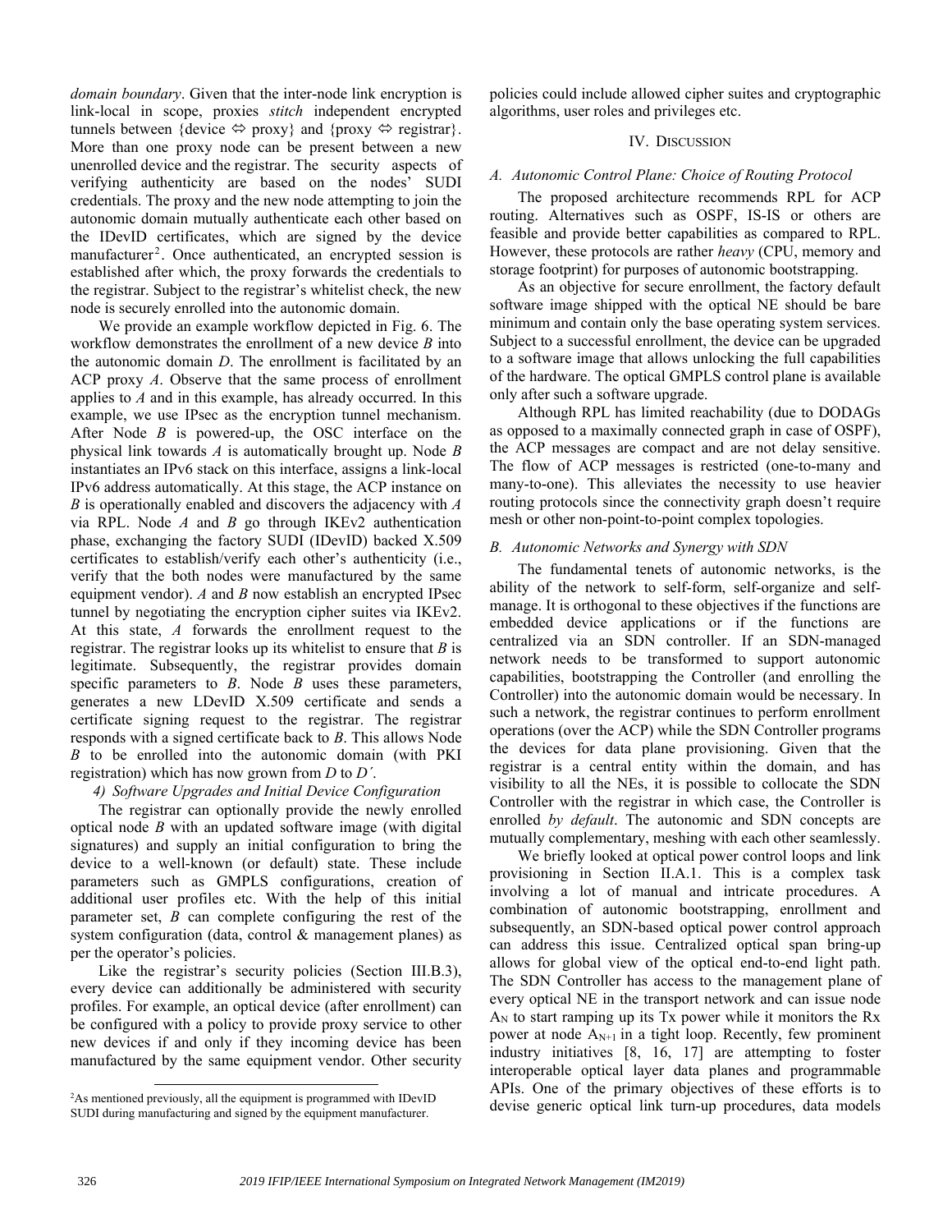*domain boundary*. Given that the inter-node link encryption is link-local in scope, proxies *stitch* independent encrypted tunnels between {device ⇔ proxy} and {proxy ⇔ registrar}. More than one proxy node can be present between a new unenrolled device and the registrar. The security aspects of verifying authenticity are based on the nodes' SUDI credentials. The proxy and the new node attempting to join the autonomic domain mutually authenticate each other based on the IDevID certificates, which are signed by the device manufacturer[2]. Once authenticated, an encrypted session is established after which, the proxy forwards the credentials to the registrar. Subject to the registrar's whitelist check, the new node is securely enrolled into the autonomic domain.

We provide an example workflow depicted in Fig. 6. The workflow demonstrates the enrollment of a new device *B* into the autonomic domain *D*. The enrollment is facilitated by an ACP proxy *A*. Observe that the same process of enrollment applies to *A* and in this example, has already occurred. In this example, we use IPsec as the encryption tunnel mechanism. After Node *B* is powered-up, the OSC interface on the physical link towards *A* is automatically brought up. Node *B* instantiates an IPv6 stack on this interface, assigns a link-local IPv6 address automatically. At this stage, the ACP instance on *B* is operationally enabled and discovers the adjacency with *A* via RPL. Node *A* and *B* go through IKEv2 authentication phase, exchanging the factory SUDI (IDevID) backed X.509 certificates to establish/verify each other's authenticity (i.e., verify that the both nodes were manufactured by the same equipment vendor). *A* and *B* now establish an encrypted IPsec tunnel by negotiating the encryption cipher suites via IKEv2. At this state, *A* forwards the enrollment request to the registrar. The registrar looks up its whitelist to ensure that *B* is legitimate. Subsequently, the registrar provides domain specific parameters to *B*. Node *B* uses these parameters, generates a new LDevID X.509 certificate and sends a certificate signing request to the registrar. The registrar responds with a signed certificate back to *B*. This allows Node *B* to be enrolled into the autonomic domain (with PKI registration) which has now grown from *D* to *D´*.

#### 4) Software Upgrades and Initial Device Configuration

The registrar can optionally provide the newly enrolled optical node *B* with an updated software image (with digital signatures) and supply an initial configuration to bring the device to a well-known (or default) state. These include parameters such as GMPLS configurations, creation of additional user profiles etc. With the help of this initial parameter set, *B* can complete configuring the rest of the system configuration (data, control & management planes) as per the operator's policies.

Like the registrar's security policies (Section III.B.3), every device can additionally be administered with security profiles. For example, an optical device (after enrollment) can be configured with a policy to provide proxy service to other new devices if and only if they incoming device has been manufactured by the same equipment vendor. Other security policies could include allowed cipher suites and cryptographic algorithms, user roles and privileges etc.

[2]As mentioned previously, all the equipment is programmed with IDevID SUDI during manufacturing and signed by the equipment manufacturer.

## IV. Discussion

### A. Autonomic Control Plane: Choice of Routing Protocol

The proposed architecture recommends RPL for ACP routing. Alternatives such as OSPF, IS-IS or others are feasible and provide better capabilities as compared to RPL. However, these protocols are rather *heavy* (CPU, memory and storage footprint) for purposes of autonomic bootstrapping.

As an objective for secure enrollment, the factory default software image shipped with the optical NE should be bare minimum and contain only the base operating system services. Subject to a successful enrollment, the device can be upgraded to a software image that allows unlocking the full capabilities of the hardware. The optical GMPLS control plane is available only after such a software upgrade.

Although RPL has limited reachability (due to DODAGs as opposed to a maximally connected graph in case of OSPF), the ACP messages are compact and are not delay sensitive. The flow of ACP messages is restricted (one-to-many and many-to-one). This alleviates the necessity to use heavier routing protocols since the connectivity graph doesn't require mesh or other non-point-to-point complex topologies.

### B. Autonomic Networks and Synergy with SDN

The fundamental tenets of autonomic networks, is the ability of the network to self-form, self-organize and self-manage. It is orthogonal to these objectives if the functions are embedded device applications or if the functions are centralized via an SDN controller. If an SDN-managed network needs to be transformed to support autonomic capabilities, bootstrapping the Controller (and enrolling the Controller) into the autonomic domain would be necessary. In such a network, the registrar continues to perform enrollment operations (over the ACP) while the SDN Controller programs the devices for data plane provisioning. Given that the registrar is a central entity within the domain, and has visibility to all the NEs, it is possible to collocate the SDN Controller with the registrar in which case, the Controller is enrolled *by default*. The autonomic and SDN concepts are mutually complementary, meshing with each other seamlessly.

We briefly looked at optical power control loops and link provisioning in Section II.A.1. This is a complex task involving a lot of manual and intricate procedures. A combination of autonomic bootstrapping, enrollment and subsequently, an SDN-based optical power control approach can address this issue. Centralized optical span bring-up allows for global view of the optical end-to-end light path. The SDN Controller has access to the management plane of every optical NE in the transport network and can issue node $A_N$ to start ramping up its Tx power while it monitors the Rx power at node $A_{N+1}$ in a tight loop. Recently, few prominent industry initiatives [8, 16, 17] are attempting to foster interoperable optical layer data planes and programmable APIs. One of the primary objectives of these efforts is to devise generic optical link turn-up procedures, data models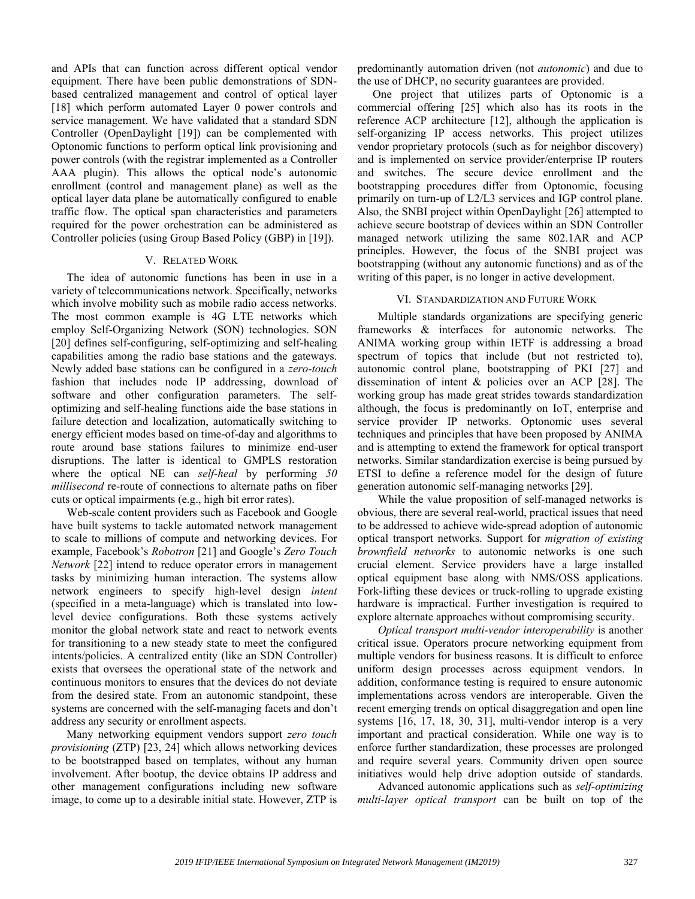and APIs that can function across different optical vendor equipment. There have been public demonstrations of SDN-based centralized management and control of optical layer [18] which perform automated Layer 0 power controls and service management. We have validated that a standard SDN Controller (OpenDaylight [19]) can be complemented with Optonomic functions to perform optical link provisioning and power controls (with the registrar implemented as a Controller AAA plugin). This allows the optical node's autonomic enrollment (control and management plane) as well as the optical layer data plane be automatically configured to enable traffic flow. The optical span characteristics and parameters required for the power orchestration can be administered as Controller policies (using Group Based Policy (GBP) in [19]).

## V. Related Work

The idea of autonomic functions has been in use in a variety of telecommunications network. Specifically, networks which involve mobility such as mobile radio access networks. The most common example is 4G LTE networks which employ Self-Organizing Network (SON) technologies. SON [20] defines self-configuring, self-optimizing and self-healing capabilities among the radio base stations and the gateways. Newly added base stations can be configured in a *zero-touch* fashion that includes node IP addressing, download of software and other configuration parameters. The self-optimizing and self-healing functions aide the base stations in failure detection and localization, automatically switching to energy efficient modes based on time-of-day and algorithms to route around base stations failures to minimize end-user disruptions. The latter is identical to GMPLS restoration where the optical NE can *self-heal* by performing *50 millisecond* re-route of connections to alternate paths on fiber cuts or optical impairments (e.g., high bit error rates).

Web-scale content providers such as Facebook and Google have built systems to tackle automated network management to scale to millions of compute and networking devices. For example, Facebook's *Robotron* [21] and Google's *Zero Touch Network* [22] intend to reduce operator errors in management tasks by minimizing human interaction. The systems allow network engineers to specify high-level design *intent* (specified in a meta-language) which is translated into low-level device configurations. Both these systems actively monitor the global network state and react to network events for transitioning to a new steady state to meet the configured intents/policies. A centralized entity (like an SDN Controller) exists that oversees the operational state of the network and continuous monitors to ensures that the devices do not deviate from the desired state. From an autonomic standpoint, these systems are concerned with the self-managing facets and don't address any security or enrollment aspects.

Many networking equipment vendors support *zero touch provisioning* (ZTP) [23, 24] which allows networking devices to be bootstrapped based on templates, without any human involvement. After bootup, the device obtains IP address and other management configurations including new software image, to come up to a desirable initial state. However, ZTP is predominantly automation driven (not *autonomic*) and due to the use of DHCP, no security guarantees are provided.

One project that utilizes parts of Optonomic is a commercial offering [25] which also has its roots in the reference ACP architecture [12], although the application is self-organizing IP access networks. This project utilizes vendor proprietary protocols (such as for neighbor discovery) and is implemented on service provider/enterprise IP routers and switches. The secure device enrollment and the bootstrapping procedures differ from Optonomic, focusing primarily on turn-up of L2/L3 services and IGP control plane. Also, the SNBI project within OpenDaylight [26] attempted to achieve secure bootstrap of devices within an SDN Controller managed network utilizing the same 802.1AR and ACP principles. However, the focus of the SNBI project was bootstrapping (without any autonomic functions) and as of the writing of this paper, is no longer in active development.

## VI. Standardization and Future Work

Multiple standards organizations are specifying generic frameworks & interfaces for autonomic networks. The ANIMA working group within IETF is addressing a broad spectrum of topics that include (but not restricted to), autonomic control plane, bootstrapping of PKI [27] and dissemination of intent & policies over an ACP [28]. The working group has made great strides towards standardization although, the focus is predominantly on IoT, enterprise and service provider IP networks. Optonomic uses several techniques and principles that have been proposed by ANIMA and is attempting to extend the framework for optical transport networks. Similar standardization exercise is being pursued by ETSI to define a reference model for the design of future generation autonomic self-managing networks [29].

While the value proposition of self-managed networks is obvious, there are several real-world, practical issues that need to be addressed to achieve wide-spread adoption of autonomic optical transport networks. Support for *migration of existing brownfield networks* to autonomic networks is one such crucial element. Service providers have a large installed optical equipment base along with NMS/OSS applications. Fork-lifting these devices or truck-rolling to upgrade existing hardware is impractical. Further investigation is required to explore alternate approaches without compromising security.

*Optical transport multi-vendor interoperability* is another critical issue. Operators procure networking equipment from multiple vendors for business reasons. It is difficult to enforce uniform design processes across equipment vendors. In addition, conformance testing is required to ensure autonomic implementations across vendors are interoperable. Given the recent emerging trends on optical disaggregation and open line systems [16, 17, 18, 30, 31], multi-vendor interop is a very important and practical consideration. While one way is to enforce further standardization, these processes are prolonged and require several years. Community driven open source initiatives would help drive adoption outside of standards.

Advanced autonomic applications such as *self-optimizing multi-layer optical transport* can be built on top of the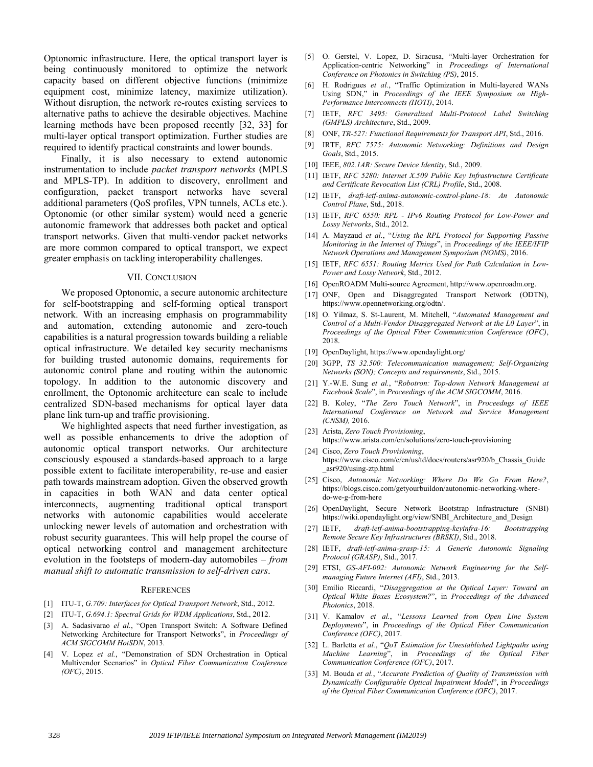Optonomic infrastructure. Here, the optical transport layer is being continuously monitored to optimize the network capacity based on different objective functions (minimize equipment cost, minimize latency, maximize utilization). Without disruption, the network re-routes existing services to alternative paths to achieve the desirable objectives. Machine learning methods have been proposed recently [32, 33] for multi-layer optical transport optimization. Further studies are required to identify practical constraints and lower bounds.

Finally, it is also necessary to extend autonomic instrumentation to include *packet transport networks* (MPLS and MPLS-TP). In addition to discovery, enrollment and configuration, packet transport networks have several additional parameters (QoS profiles, VPN tunnels, ACLs etc.). Optonomic (or other similar system) would need a generic autonomic framework that addresses both packet and optical transport networks. Given that multi-vendor packet networks are more common compared to optical transport, we expect greater emphasis on tackling interoperability challenges.

## VII. Conclusion

We proposed Optonomic, a secure autonomic architecture for self-bootstrapping and self-forming optical transport network. With an increasing emphasis on programmability and automation, extending autonomic and zero-touch capabilities is a natural progression towards building a reliable optical infrastructure. We detailed key security mechanisms for building trusted autonomic domains, requirements for autonomic control plane and routing within the autonomic topology. In addition to the autonomic discovery and enrollment, the Optonomic architecture can scale to include centralized SDN-based mechanisms for optical layer data plane link turn-up and traffic provisioning.

We highlighted aspects that need further investigation, as well as possible enhancements to drive the adoption of autonomic optical transport networks. Our architecture consciously espoused a standards-based approach to a large possible extent to facilitate interoperability, re-use and easier path towards mainstream adoption. Given the observed growth in capacities in both WAN and data center optical interconnects, augmenting traditional optical transport networks with autonomic capabilities would accelerate unlocking newer levels of automation and orchestration with robust security guarantees. This will help propel the course of optical networking control and management architecture evolution in the footsteps of modern-day automobiles – *from manual shift to automatic transmission to self-driven cars*.

## References

[1] ITU-T, *G.709: Interfaces for Optical Transport Network*, Std., 2012.

[2] ITU-T, *G.694.1: Spectral Grids for WDM Applications*, Std., 2012.

[3] A. Sadasivarao *el al.*, "Open Transport Switch: A Software Defined Networking Architecture for Transport Networks", in *Proceedings of ACM SIGCOMM HotSDN*, 2013.

[4] V. Lopez *et al.*, "Demonstration of SDN Orchestration in Optical Multivendor Scenarios" in *Optical Fiber Communication Conference (OFC)*, 2015.

[5] O. Gerstel, V. Lopez, D. Siracusa, "Multi-layer Orchestration for Application-centric Networking" in *Proceedings of International Conference on Photonics in Switching (PS)*, 2015.

[6] H. Rodrigues *et al.*, "Traffic Optimization in Multi-layered WANs Using SDN," in *Proceedings of the IEEE Symposium on High-Performance Interconnects (HOTI)*, 2014.

[7] IETF, *RFC 3495: Generalized Multi-Protocol Label Switching (GMPLS) Architecture*, Std., 2009.

[8] ONF, *TR-527: Functional Requirements for Transport API*, Std., 2016.

[9] IRTF, *RFC 7575: Autonomic Networking: Definitions and Design Goals*, Std., 2015.

[10] IEEE, *802.1AR: Secure Device Identity*, Std., 2009.

[11] IETF, *RFC 5280: Internet X.509 Public Key Infrastructure Certificate and Certificate Revocation List (CRL) Profile*, Std., 2008.

[12] IETF, *draft-ietf-anima-autonomic-control-plane-18: An Autonomic Control Plane*, Std., 2018.

[13] IETF, *RFC 6550: RPL - IPv6 Routing Protocol for Low-Power and Lossy Networks*, Std., 2012.

[14] A. Mayzaud *et al.*, "*Using the RPL Protocol for Supporting Passive Monitoring in the Internet of Things*", in *Proceedings of the IEEE/IFIP Network Operations and Management Symposium (NOMS)*, 2016.

[15] IETF, *RFC 6551: Routing Metrics Used for Path Calculation in Low-Power and Lossy Network*, Std., 2012.

[16] OpenROADM Multi-source Agreement, http://www.openroadm.org.

[17] ONF, Open and Disaggregated Transport Network (ODTN), https://www.opennetworking.org/odtn/.

[18] O. Yilmaz, S. St-Laurent, M. Mitchell, "*Automated Management and Control of a Multi-Vendor Disaggregated Network at the L0 Layer*", in *Proceedings of the Optical Fiber Communication Conference (OFC)*, 2018.

[19] OpenDaylight, https://www.opendaylight.org/

[20] 3GPP, *TS 32.500: Telecommunication management; Self-Organizing Networks (SON); Concepts and requirements*, Std., 2015.

[21] Y.-W.E. Sung *et al.*, "*Robotron: Top-down Network Management at Facebook Scale*", in *Proceedings of the ACM SIGCOMM*, 2016.

[22] B. Koley, "*The Zero Touch Network*", in *Proceedngs of IEEE International Conference on Network and Service Management (CNSM),* 2016.

[23] Arista, *Zero Touch Provisioning*, https://www.arista.com/en/solutions/zero-touch-provisioning

[24] Cisco, *Zero Touch Provisioning*, https://www.cisco.com/c/en/us/td/docs/routers/asr920/b_Chassis_Guide_asr920/using-ztp.html

[25] Cisco, *Autonomic Networking: Where Do We Go From Here?*, https://blogs.cisco.com/getyourbuildon/autonomic-networking-where-do-we-g-from-here

[26] OpenDaylight, Secure Network Bootstrap Infrastructure (SNBI) https://wiki.opendaylight.org/view/SNBI_Architecture_and_Design

[27] IETF, *draft-ietf-anima-bootstrapping-keyinfra-16: Bootstrapping Remote Secure Key Infrastructures (BRSKI)*, Std., 2018.

[28] IETF, *draft-ietf-anima-grasp-15: A Generic Autonomic Signaling Protocol (GRASP)*, Std., 2017.

[29] ETSI, *GS-AFI-002: Autonomic Network Engineering for the Self-managing Future Internet (AFI)*, Std., 2013.

[30] Emilio Riccardi, "*Disaggregation at the Optical Layer: Toward an Optical White Boxes Ecosystem?*", in *Proceedings of the Advanced Photonics*, 2018.

[31] V. Kamalov *et al.*, "*Lessons Learned from Open Line System Deployments*", in *Proceedings of the Optical Fiber Communication Conference (OFC)*, 2017.

[32] L. Barletta *et al.*, "*QoT Estimation for Unestablished Lightpaths using Machine Learning*", in *Proceedings of the Optical Fiber Communication Conference (OFC)*, 2017.

[33] M. Bouda *et al.*, "*Accurate Prediction of Quality of Transmission with Dynamically Configurable Optical Impairment Model*", in *Proceedings of the Optical Fiber Communication Conference (OFC)*, 2017.